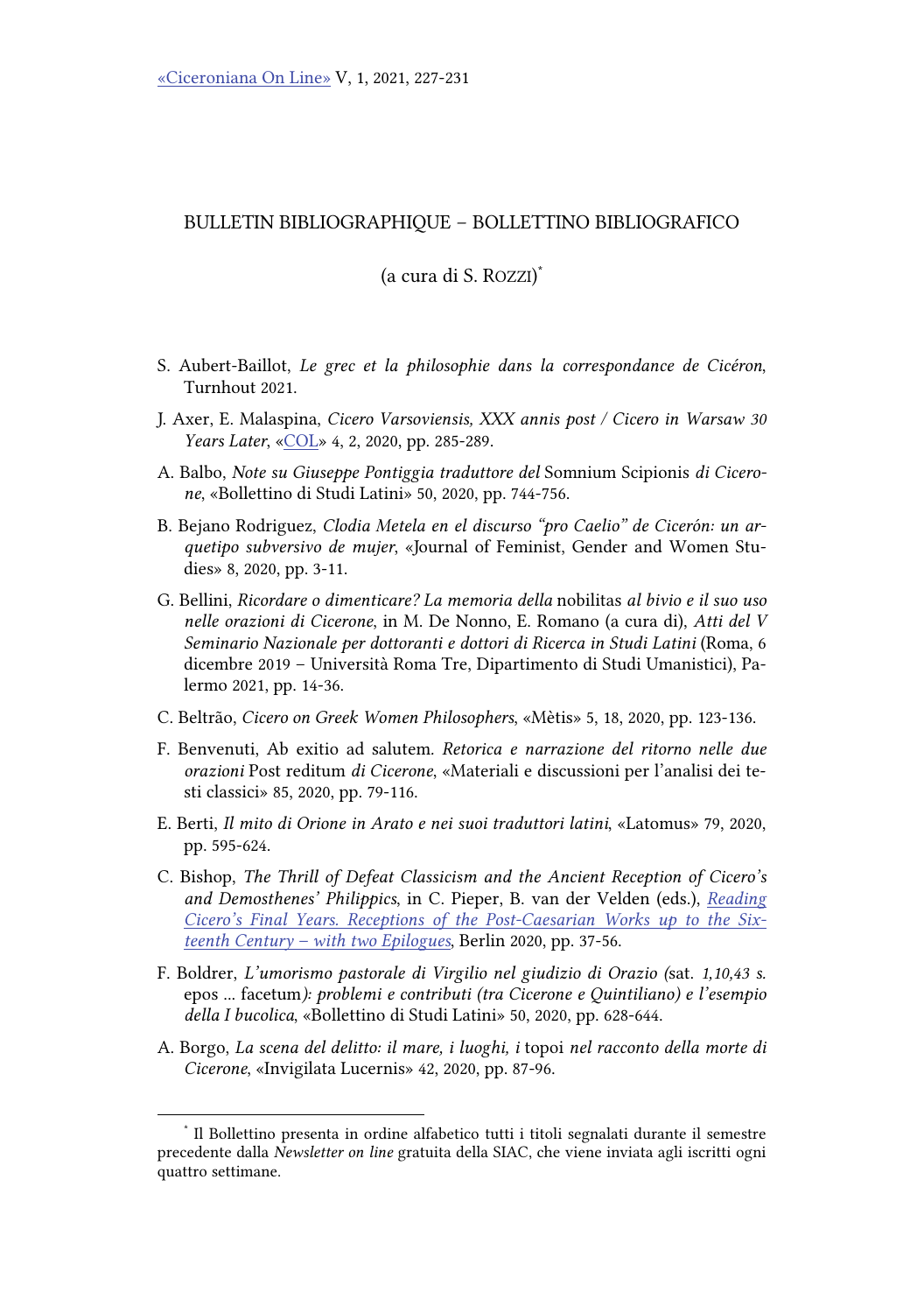# BULLETIN BIBLIOGRAPHIQUE – BOLLETTINO BIBLIOGRAFICO

(a cura di S. Rozzi)[*]

- S. Aubert-Baillot, *Le grec et la philosophie dans la correspondance de Cicéron*, Turnhout 2021.
- J. Axer, E. Malaspina, *Cicero Varsoviensis, XXX annis post / Cicero in Warsaw 30 Years Later*, «COL» 4, 2, 2020, pp. 285-289.
- A. Balbo, *Note su Giuseppe Pontiggia traduttore del* Somnium Scipionis *di Cicerone*, «Bollettino di Studi Latini» 50, 2020, pp. 744-756.
- B. Bejano Rodriguez, *Clodia Metela en el discurso "pro Caelio" de Cicerón: un arquetipo subversivo de mujer*, «Journal of Feminist, Gender and Women Studies» 8, 2020, pp. 3-11.
- G. Bellini, *Ricordare o dimenticare? La memoria della* nobilitas *al bivio e il suo uso nelle orazioni di Cicerone*, in M. De Nonno, E. Romano (a cura di), *Atti del V Seminario Nazionale per dottoranti e dottori di Ricerca in Studi Latini* (Roma, 6 dicembre 2019 – Università Roma Tre, Dipartimento di Studi Umanistici), Palermo 2021, pp. 14-36.
- C. Beltrão, *Cicero on Greek Women Philosophers*, «Mètis» 5, 18, 2020, pp. 123-136.
- F. Benvenuti, Ab exitio ad salutem. *Retorica e narrazione del ritorno nelle due orazioni* Post reditum *di Cicerone*, «Materiali e discussioni per l'analisi dei testi classici» 85, 2020, pp. 79-116.
- E. Berti, *Il mito di Orione in Arato e nei suoi traduttori latini*, «Latomus» 79, 2020, pp. 595-624.
- C. Bishop, *The Thrill of Defeat Classicism and the Ancient Reception of Cicero's and Demosthenes' Philippics*, in C. Pieper, B. van der Velden (eds.), *Reading Cicero's Final Years. Receptions of the Post-Caesarian Works up to the Sixteenth Century – with two Epilogues*, Berlin 2020, pp. 37-56.
- F. Boldrer, *L'umorismo pastorale di Virgilio nel giudizio di Orazio (*sat. *1,10,43 s.* epos … facetum*): problemi e contributi (tra Cicerone e Quintiliano) e l'esempio della I bucolica*, «Bollettino di Studi Latini» 50, 2020, pp. 628-644.
- A. Borgo, *La scena del delitto: il mare, i luoghi, i* topoi *nel racconto della morte di Cicerone*, «Invigilata Lucernis» 42, 2020, pp. 87-96.

---

[*] Il Bollettino presenta in ordine alfabetico tutti i titoli segnalati durante il semestre precedente dalla *Newsletter on line* gratuita della SIAC, che viene inviata agli iscritti ogni quattro settimane.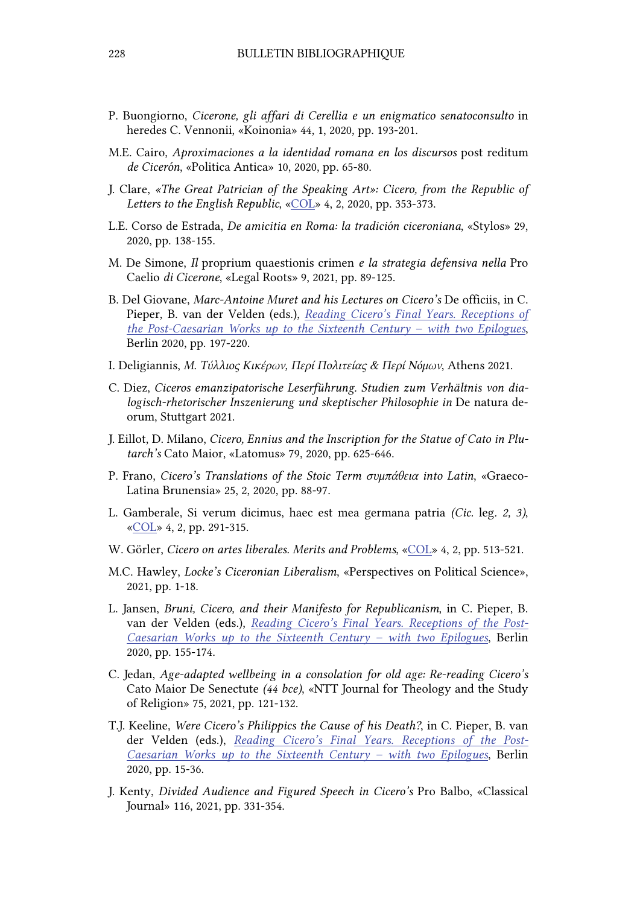P. Buongiorno, *Cicerone, gli affari di Cerellia e un enigmatico senatoconsulto* in heredes C. Vennonii, «Koinonia» 44, 1, 2020, pp. 193-201.

M.E. Cairo, *Aproximaciones a la identidad romana en los discursos* post reditum *de Cicerón*, «Politica Antica» 10, 2020, pp. 65-80.

J. Clare, *«The Great Patrician of the Speaking Art»: Cicero, from the Republic of Letters to the English Republic*, «COL» 4, 2, 2020, pp. 353-373.

L.E. Corso de Estrada, *De amicitia en Roma: la tradición ciceroniana*, «Stylos» 29, 2020, pp. 138-155.

M. De Simone, *Il* proprium quaestionis crimen *e la strategia defensiva nella* Pro Caelio *di Cicerone*, «Legal Roots» 9, 2021, pp. 89-125.

B. Del Giovane, *Marc-Antoine Muret and his Lectures on Cicero's* De officiis, in C. Pieper, B. van der Velden (eds.), *Reading Cicero's Final Years. Receptions of the Post-Caesarian Works up to the Sixteenth Century – with two Epilogues*, Berlin 2020, pp. 197-220.

I. Deligiannis, *Μ. Τύλλιος Κικέρων, Περί Πολιτείας & Περί Νόμων*, Athens 2021.

C. Diez, *Ciceros emanzipatorische Leserführung. Studien zum Verhältnis von dialogisch-rhetorischer Inszenierung und skeptischer Philosophie in* De natura deorum, Stuttgart 2021.

J. Eillot, D. Milano, *Cicero, Ennius and the Inscription for the Statue of Cato in Plutarch's* Cato Maior, «Latomus» 79, 2020, pp. 625-646.

P. Frano, *Cicero's Translations of the Stoic Term συμπάθεια into Latin*, «Graeco-Latina Brunensia» 25, 2, 2020, pp. 88-97.

L. Gamberale, Si verum dicimus, haec est mea germana patria *(Cic.* leg. *2, 3)*, «COL» 4, 2, pp. 291-315.

W. Görler, *Cicero on artes liberales. Merits and Problems*, «COL» 4, 2, pp. 513-521.

M.C. Hawley, *Locke's Ciceronian Liberalism*, «Perspectives on Political Science», 2021, pp. 1-18.

L. Jansen, *Bruni, Cicero, and their Manifesto for Republicanism*, in C. Pieper, B. van der Velden (eds.), *Reading Cicero's Final Years. Receptions of the Post-Caesarian Works up to the Sixteenth Century – with two Epilogues*, Berlin 2020, pp. 155-174.

C. Jedan, *Age-adapted wellbeing in a consolation for old age: Re-reading Cicero's* Cato Maior De Senectute *(44 bce)*, «NTT Journal for Theology and the Study of Religion» 75, 2021, pp. 121-132.

T.J. Keeline, *Were Cicero's Philippics the Cause of his Death?*, in C. Pieper, B. van der Velden (eds.), *Reading Cicero's Final Years. Receptions of the Post-Caesarian Works up to the Sixteenth Century – with two Epilogues*, Berlin 2020, pp. 15-36.

J. Kenty, *Divided Audience and Figured Speech in Cicero's* Pro Balbo, «Classical Journal» 116, 2021, pp. 331-354.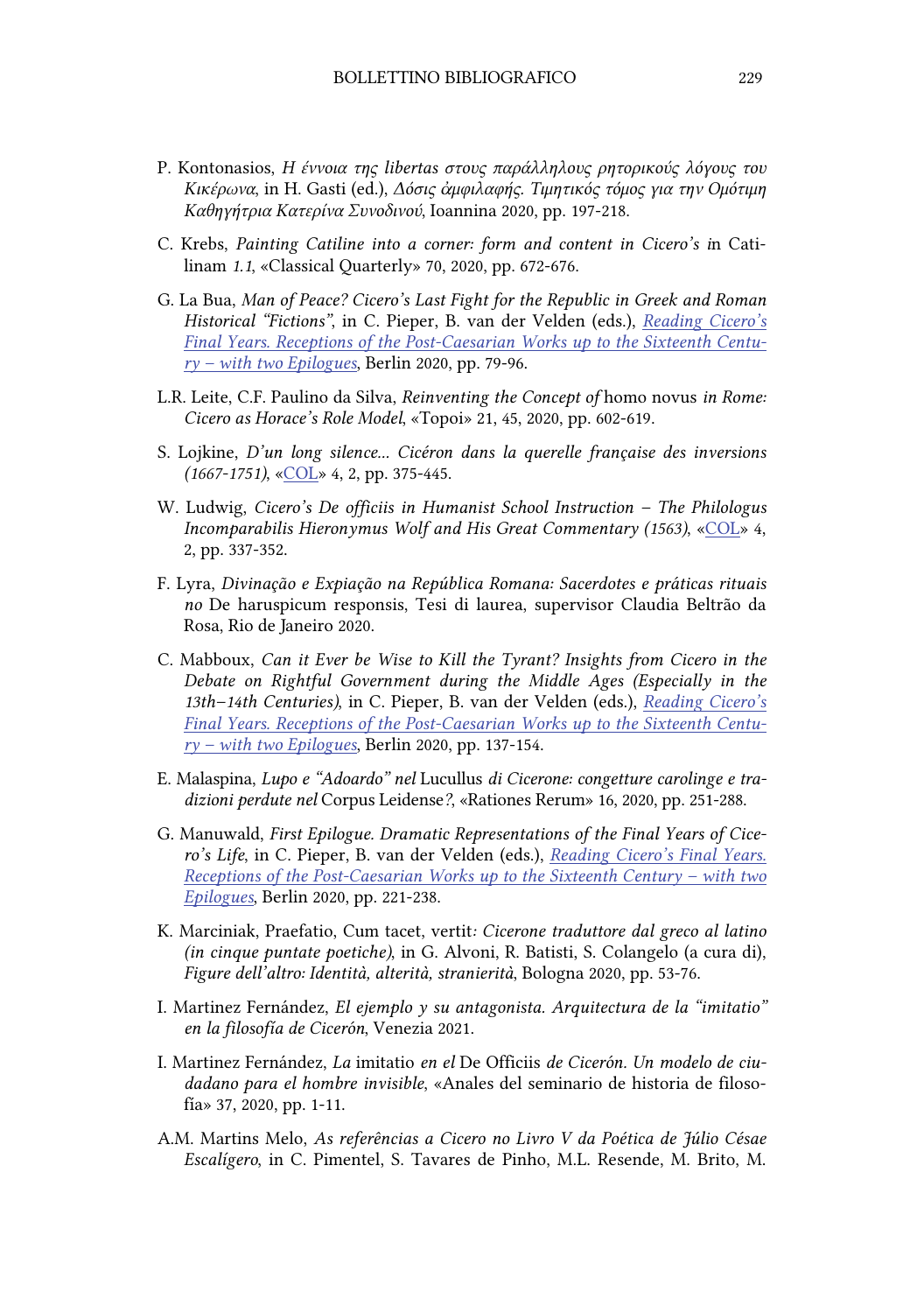P. Kontonasios, *Η έννοια της libertas στους παράλληλους ρητορικούς λόγους του Κικέρωνα*, in H. Gasti (ed.), *Δόσις ἀμφιλαφής. Τιμητικός τόμος για την Ομότιμη Καθηγήτρια Κατερίνα Συνοδινού*, Ioannina 2020, pp. 197-218.

C. Krebs, *Painting Catiline into a corner: form and content in Cicero's i*n Catilinam *1.1*, «Classical Quarterly» 70, 2020, pp. 672-676.

G. La Bua, *Man of Peace? Cicero's Last Fight for the Republic in Greek and Roman Historical "Fictions"*, in C. Pieper, B. van der Velden (eds.), *Reading Cicero's Final Years. Receptions of the Post-Caesarian Works up to the Sixteenth Century – with two Epilogues*, Berlin 2020, pp. 79-96.

L.R. Leite, C.F. Paulino da Silva, *Reinventing the Concept of* homo novus *in Rome: Cicero as Horace's Role Model*, «Topoi» 21, 45, 2020, pp. 602-619.

S. Lojkine, *D'un long silence... Cicéron dans la querelle française des inversions (1667-1751)*, «COL» 4, 2, pp. 375-445.

W. Ludwig, *Cicero's De officiis in Humanist School Instruction – The Philologus Incomparabilis Hieronymus Wolf and His Great Commentary (1563)*, «COL» 4, 2, pp. 337-352.

F. Lyra, *Divinação e Expiação na República Romana: Sacerdotes e práticas rituais no* De haruspicum responsis, Tesi di laurea, supervisor Claudia Beltrão da Rosa, Rio de Janeiro 2020.

C. Mabboux, *Can it Ever be Wise to Kill the Tyrant? Insights from Cicero in the Debate on Rightful Government during the Middle Ages (Especially in the 13th–14th Centuries)*, in C. Pieper, B. van der Velden (eds.), *Reading Cicero's Final Years. Receptions of the Post-Caesarian Works up to the Sixteenth Century – with two Epilogues*, Berlin 2020, pp. 137-154.

E. Malaspina, *Lupo e "Adoardo" nel* Lucullus *di Cicerone: congetture carolinge e tradizioni perdute nel* Corpus Leidense*?*, «Rationes Rerum» 16, 2020, pp. 251-288.

G. Manuwald, *First Epilogue. Dramatic Representations of the Final Years of Cicero's Life*, in C. Pieper, B. van der Velden (eds.), *Reading Cicero's Final Years. Receptions of the Post-Caesarian Works up to the Sixteenth Century – with two Epilogues*, Berlin 2020, pp. 221-238.

K. Marciniak, Praefatio, Cum tacet, vertit*: Cicerone traduttore dal greco al latino (in cinque puntate poetiche)*, in G. Alvoni, R. Batisti, S. Colangelo (a cura di), *Figure dell'altro: Identità, alterità, stranierità*, Bologna 2020, pp. 53-76.

I. Martinez Fernández, *El ejemplo y su antagonista. Arquitectura de la "imitatio" en la filosofía de Cicerón*, Venezia 2021.

I. Martinez Fernández, *La* imitatio *en el* De Officiis *de Cicerón. Un modelo de ciudadano para el hombre invisible*, «Anales del seminario de historia de filosofía» 37, 2020, pp. 1-11.

A.M. Martins Melo, *As referências a Cicero no Livro V da Poética de Júlio Césae Escalígero*, in C. Pimentel, S. Tavares de Pinho, M.L. Resende, M. Brito, M.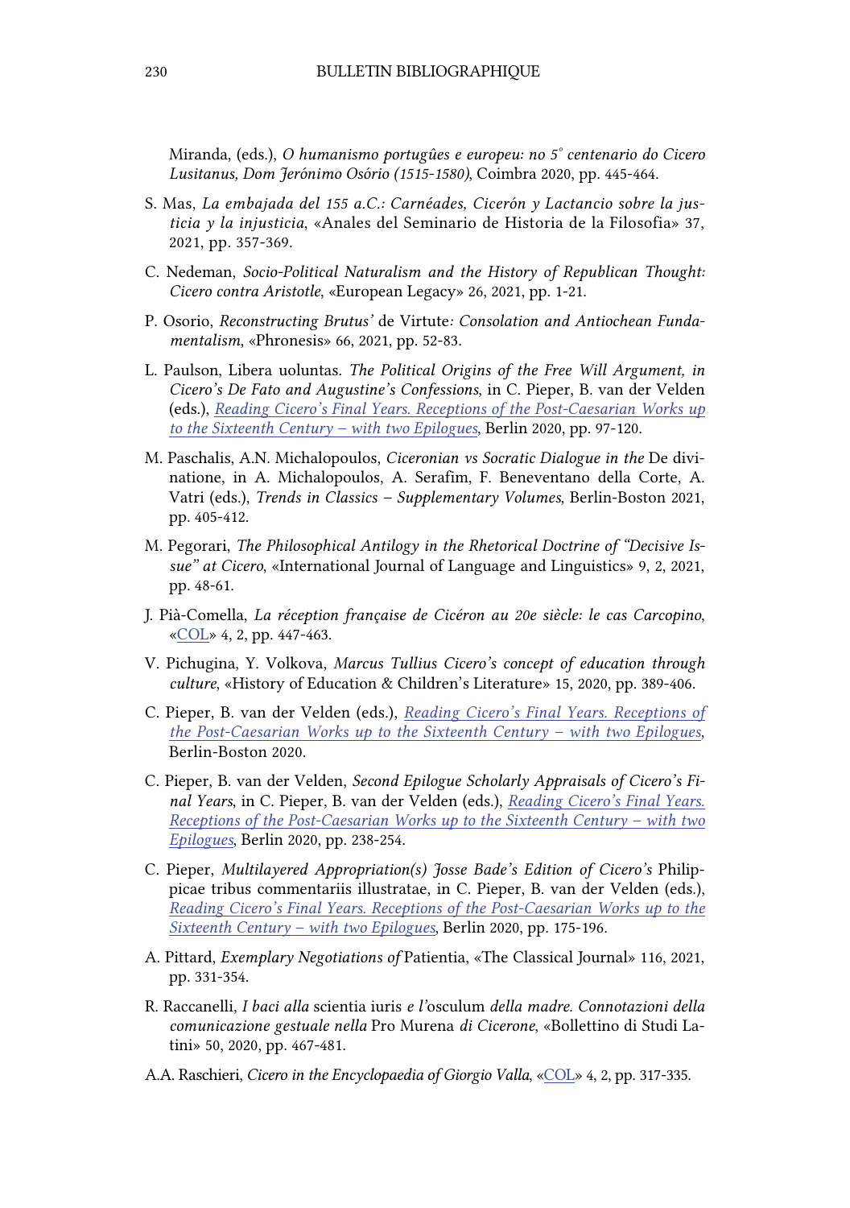Miranda, (eds.), *O humanismo português e europeu: no 5° centenario do Cicero Lusitanus, Dom Jerónimo Osório (1515-1580)*, Coimbra 2020, pp. 445-464.

S. Mas, *La embajada del 155 a.C.: Carnéades, Cicerón y Lactancio sobre la justicia y la injusticia*, «Anales del Seminario de Historia de la Filosofia» 37, 2021, pp. 357-369.

C. Nedeman, *Socio-Political Naturalism and the History of Republican Thought: Cicero contra Aristotle*, «European Legacy» 26, 2021, pp. 1-21.

P. Osorio, *Reconstructing Brutus'* de Virtute*: Consolation and Antiochean Fundamentalism*, «Phronesis» 66, 2021, pp. 52-83.

L. Paulson, Libera uoluntas*. The Political Origins of the Free Will Argument, in Cicero's De Fato and Augustine's Confessions*, in C. Pieper, B. van der Velden (eds.), *Reading Cicero's Final Years. Receptions of the Post-Caesarian Works up to the Sixteenth Century – with two Epilogues*, Berlin 2020, pp. 97-120.

M. Paschalis, A.N. Michalopoulos, *Ciceronian vs Socratic Dialogue in the* De divinatione, in A. Michalopoulos, A. Serafim, F. Beneventano della Corte, A. Vatri (eds.), *Trends in Classics – Supplementary Volumes*, Berlin-Boston 2021, pp. 405-412.

M. Pegorari, *The Philosophical Antilogy in the Rhetorical Doctrine of "Decisive Issue" at Cicero*, «International Journal of Language and Linguistics» 9, 2, 2021, pp. 48-61.

J. Pià-Comella, *La réception française de Cicéron au 20e siècle: le cas Carcopino*, «COL» 4, 2, pp. 447-463.

V. Pichugina, Y. Volkova, *Marcus Tullius Cicero's concept of education through culture*, «History of Education & Children's Literature» 15, 2020, pp. 389-406.

C. Pieper, B. van der Velden (eds.), *Reading Cicero's Final Years. Receptions of the Post-Caesarian Works up to the Sixteenth Century – with two Epilogues*, Berlin-Boston 2020.

C. Pieper, B. van der Velden, *Second Epilogue Scholarly Appraisals of Cicero's Final Years*, in C. Pieper, B. van der Velden (eds.), *Reading Cicero's Final Years. Receptions of the Post-Caesarian Works up to the Sixteenth Century – with two Epilogues*, Berlin 2020, pp. 238-254.

C. Pieper, *Multilayered Appropriation(s) Josse Bade's Edition of Cicero's* Philippicae tribus commentariis illustratae, in C. Pieper, B. van der Velden (eds.), *Reading Cicero's Final Years. Receptions of the Post-Caesarian Works up to the Sixteenth Century – with two Epilogues*, Berlin 2020, pp. 175-196.

A. Pittard, *Exemplary Negotiations of* Patientia, «The Classical Journal» 116, 2021, pp. 331-354.

R. Raccanelli, *I baci alla* scientia iuris *e l'*osculum *della madre. Connotazioni della comunicazione gestuale nella* Pro Murena *di Cicerone*, «Bollettino di Studi Latini» 50, 2020, pp. 467-481.

A.A. Raschieri, *Cicero in the Encyclopaedia of Giorgio Valla*, «COL» 4, 2, pp. 317-335.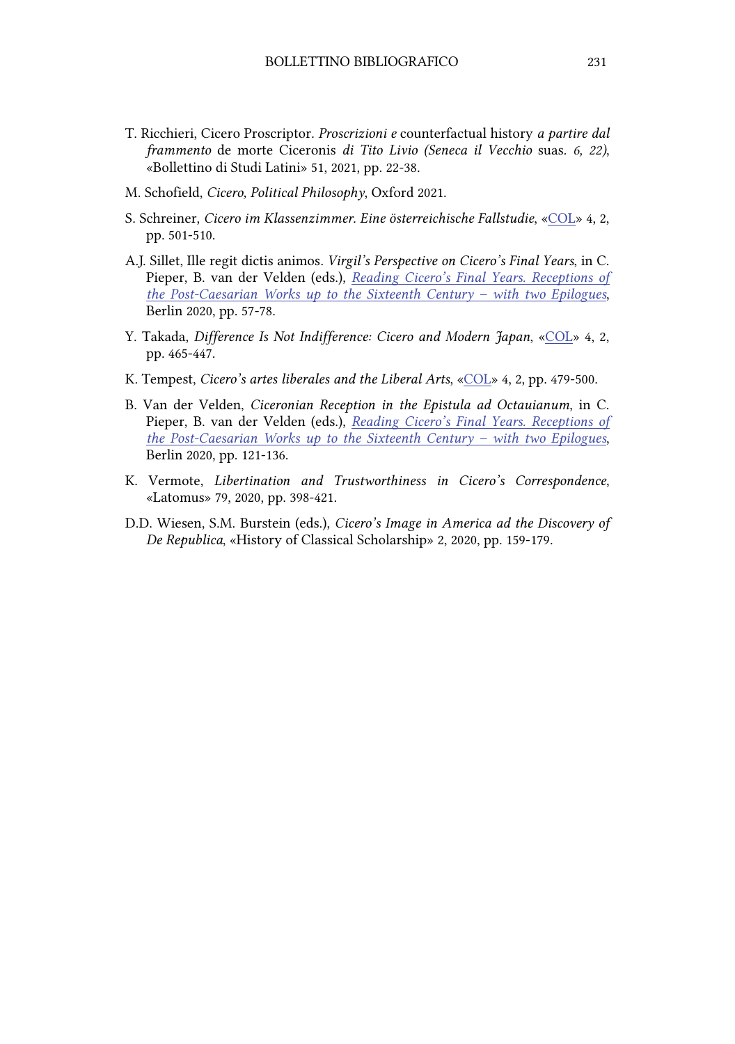T. Ricchieri, Cicero Proscriptor. *Proscrizioni e* counterfactual history *a partire dal frammento* de morte Ciceronis *di Tito Livio (Seneca il Vecchio* suas. *6, 22)*, «Bollettino di Studi Latini» 51, 2021, pp. 22-38.

M. Schofield, *Cicero, Political Philosophy*, Oxford 2021.

S. Schreiner, *Cicero im Klassenzimmer. Eine österreichische Fallstudie*, «COL» 4, 2, pp. 501-510.

A.J. Sillet, Ille regit dictis animos. *Virgil's Perspective on Cicero's Final Years*, in C. Pieper, B. van der Velden (eds.), *Reading Cicero's Final Years. Receptions of the Post-Caesarian Works up to the Sixteenth Century – with two Epilogues*, Berlin 2020, pp. 57-78.

Y. Takada, *Difference Is Not Indifference: Cicero and Modern Japan*, «COL» 4, 2, pp. 465-447.

K. Tempest, *Cicero's artes liberales and the Liberal Arts*, «COL» 4, 2, pp. 479-500.

B. Van der Velden, *Ciceronian Reception in the Epistula ad Octauianum*, in C. Pieper, B. van der Velden (eds.), *Reading Cicero's Final Years. Receptions of the Post-Caesarian Works up to the Sixteenth Century – with two Epilogues*, Berlin 2020, pp. 121-136.

K. Vermote, *Libertination and Trustworthiness in Cicero's Correspondence*, «Latomus» 79, 2020, pp. 398-421.

D.D. Wiesen, S.M. Burstein (eds.), *Cicero's Image in America ad the Discovery of De Republica*, «History of Classical Scholarship» 2, 2020, pp. 159-179.